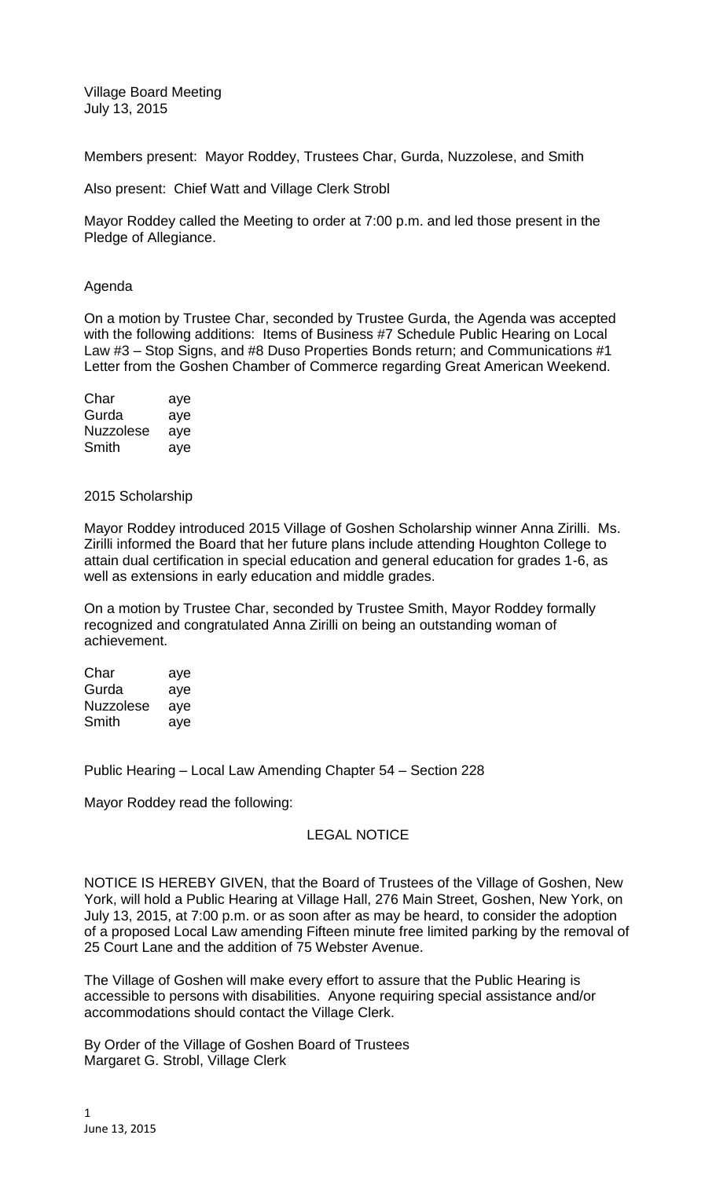Village Board Meeting
July 13, 2015

Members present: Mayor Roddey, Trustees Char, Gurda, Nuzzolese, and Smith

Also present: Chief Watt and Village Clerk Strobl

Mayor Roddey called the Meeting to order at 7:00 p.m. and led those present in the Pledge of Allegiance.

Agenda

On a motion by Trustee Char, seconded by Trustee Gurda, the Agenda was accepted with the following additions: Items of Business #7 Schedule Public Hearing on Local Law #3 – Stop Signs, and #8 Duso Properties Bonds return; and Communications #1 Letter from the Goshen Chamber of Commerce regarding Great American Weekend.

Char aye
Gurda aye
Nuzzolese aye
Smith aye

2015 Scholarship

Mayor Roddey introduced 2015 Village of Goshen Scholarship winner Anna Zirilli. Ms. Zirilli informed the Board that her future plans include attending Houghton College to attain dual certification in special education and general education for grades 1-6, as well as extensions in early education and middle grades.

On a motion by Trustee Char, seconded by Trustee Smith, Mayor Roddey formally recognized and congratulated Anna Zirilli on being an outstanding woman of achievement.

Char aye
Gurda aye
Nuzzolese aye
Smith aye

Public Hearing – Local Law Amending Chapter 54 – Section 228

Mayor Roddey read the following:

LEGAL NOTICE

NOTICE IS HEREBY GIVEN, that the Board of Trustees of the Village of Goshen, New York, will hold a Public Hearing at Village Hall, 276 Main Street, Goshen, New York, on July 13, 2015, at 7:00 p.m. or as soon after as may be heard, to consider the adoption of a proposed Local Law amending Fifteen minute free limited parking by the removal of 25 Court Lane and the addition of 75 Webster Avenue.

The Village of Goshen will make every effort to assure that the Public Hearing is accessible to persons with disabilities. Anyone requiring special assistance and/or accommodations should contact the Village Clerk.

By Order of the Village of Goshen Board of Trustees
Margaret G. Strobl, Village Clerk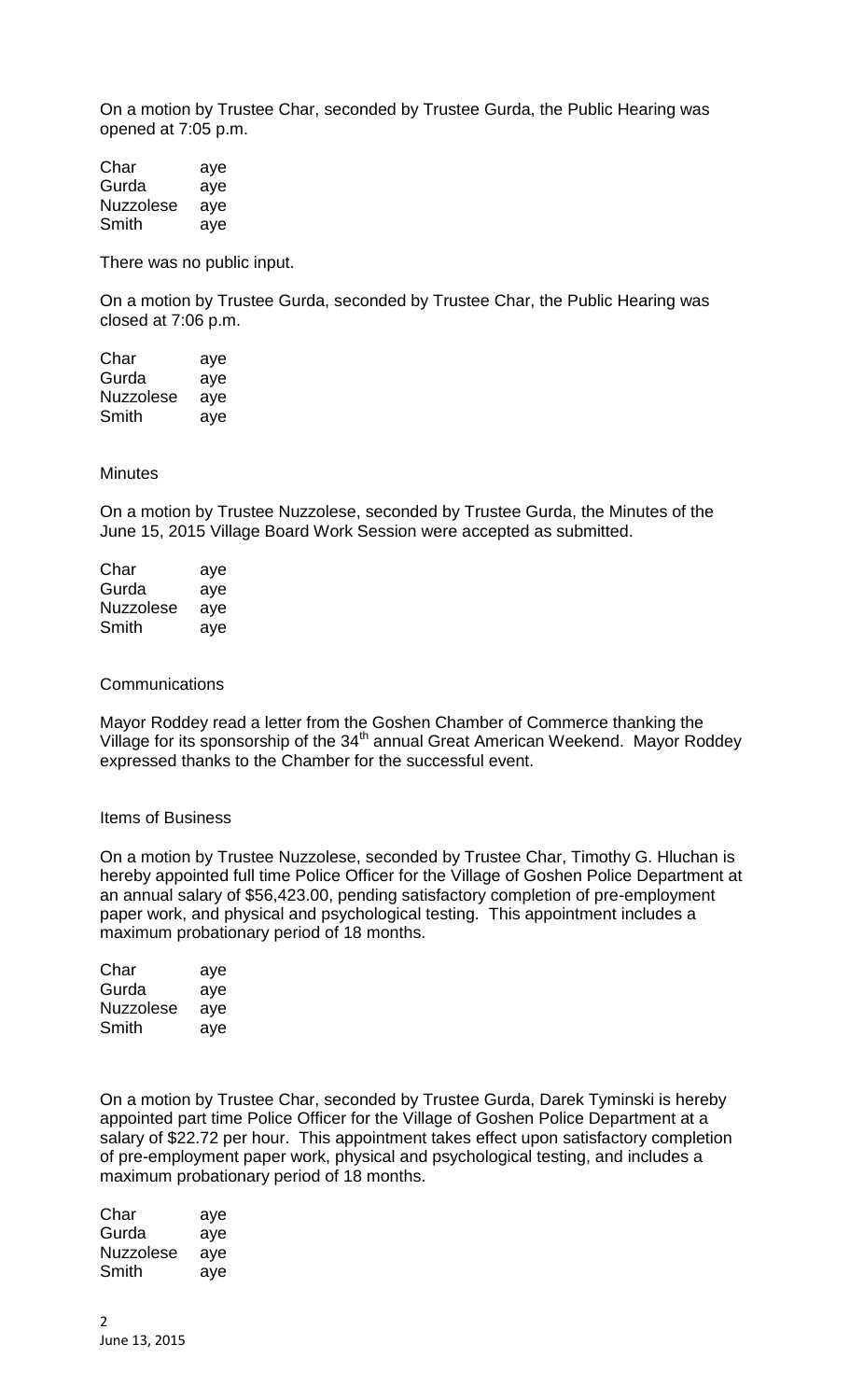On a motion by Trustee Char, seconded by Trustee Gurda, the Public Hearing was opened at 7:05 p.m.

| Char | aye |
|---|---|
| Gurda | aye |
| Nuzzolese | aye |
| Smith | aye |

There was no public input.

On a motion by Trustee Gurda, seconded by Trustee Char, the Public Hearing was closed at 7:06 p.m.

| Char | aye |
|---|---|
| Gurda | aye |
| Nuzzolese | aye |
| Smith | aye |

Minutes

On a motion by Trustee Nuzzolese, seconded by Trustee Gurda, the Minutes of the June 15, 2015 Village Board Work Session were accepted as submitted.

| Char | aye |
|---|---|
| Gurda | aye |
| Nuzzolese | aye |
| Smith | aye |

Communications

Mayor Roddey read a letter from the Goshen Chamber of Commerce thanking the Village for its sponsorship of the 34th annual Great American Weekend. Mayor Roddey expressed thanks to the Chamber for the successful event.

Items of Business

On a motion by Trustee Nuzzolese, seconded by Trustee Char, Timothy G. Hluchan is hereby appointed full time Police Officer for the Village of Goshen Police Department at an annual salary of $56,423.00, pending satisfactory completion of pre-employment paper work, and physical and psychological testing. This appointment includes a maximum probationary period of 18 months.

| Char | aye |
|---|---|
| Gurda | aye |
| Nuzzolese | aye |
| Smith | aye |

On a motion by Trustee Char, seconded by Trustee Gurda, Darek Tyminski is hereby appointed part time Police Officer for the Village of Goshen Police Department at a salary of $22.72 per hour. This appointment takes effect upon satisfactory completion of pre-employment paper work, physical and psychological testing, and includes a maximum probationary period of 18 months.

| Char | aye |
|---|---|
| Gurda | aye |
| Nuzzolese | aye |
| Smith | aye |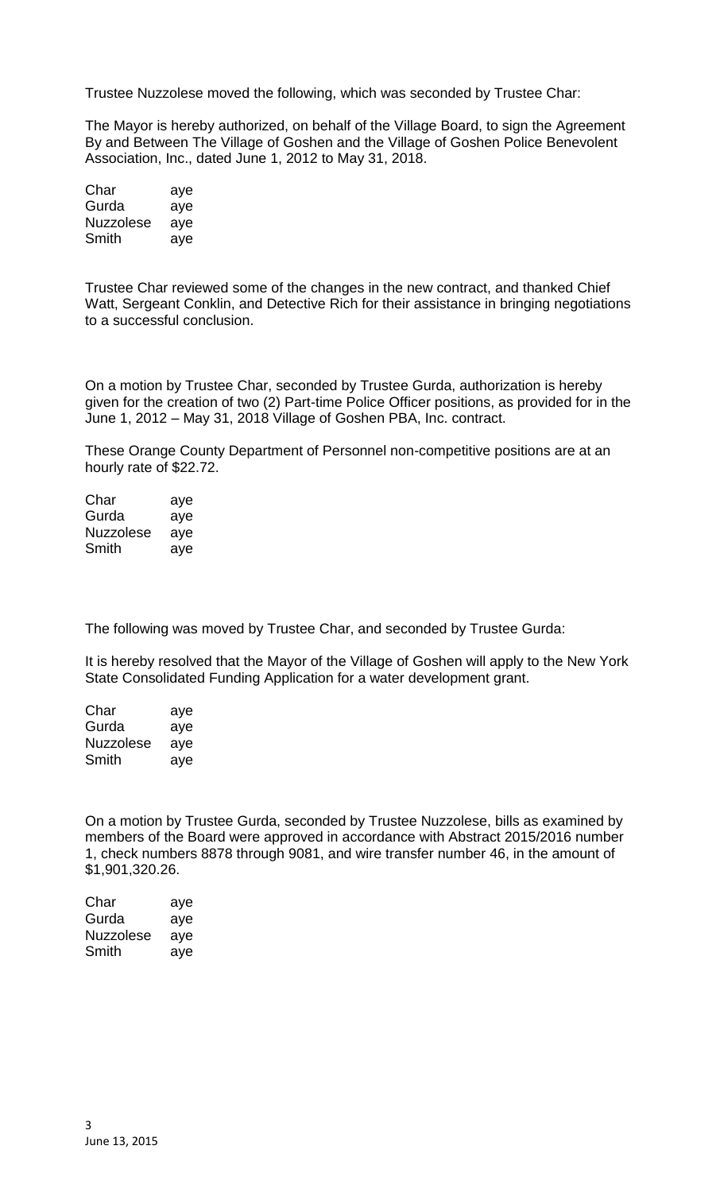Trustee Nuzzolese moved the following, which was seconded by Trustee Char:

The Mayor is hereby authorized, on behalf of the Village Board, to sign the Agreement By and Between The Village of Goshen and the Village of Goshen Police Benevolent Association, Inc., dated June 1, 2012 to May 31, 2018.

| | |
|---|---|
| Char | aye |
| Gurda | aye |
| Nuzzolese | aye |
| Smith | aye |

Trustee Char reviewed some of the changes in the new contract, and thanked Chief Watt, Sergeant Conklin, and Detective Rich for their assistance in bringing negotiations to a successful conclusion.

On a motion by Trustee Char, seconded by Trustee Gurda, authorization is hereby given for the creation of two (2) Part-time Police Officer positions, as provided for in the June 1, 2012 – May 31, 2018 Village of Goshen PBA, Inc. contract.

These Orange County Department of Personnel non-competitive positions are at an hourly rate of $22.72.

| | |
|---|---|
| Char | aye |
| Gurda | aye |
| Nuzzolese | aye |
| Smith | aye |

The following was moved by Trustee Char, and seconded by Trustee Gurda:

It is hereby resolved that the Mayor of the Village of Goshen will apply to the New York State Consolidated Funding Application for a water development grant.

| | |
|---|---|
| Char | aye |
| Gurda | aye |
| Nuzzolese | aye |
| Smith | aye |

On a motion by Trustee Gurda, seconded by Trustee Nuzzolese, bills as examined by members of the Board were approved in accordance with Abstract 2015/2016 number 1, check numbers 8878 through 9081, and wire transfer number 46, in the amount of $1,901,320.26.

| | |
|---|---|
| Char | aye |
| Gurda | aye |
| Nuzzolese | aye |
| Smith | aye |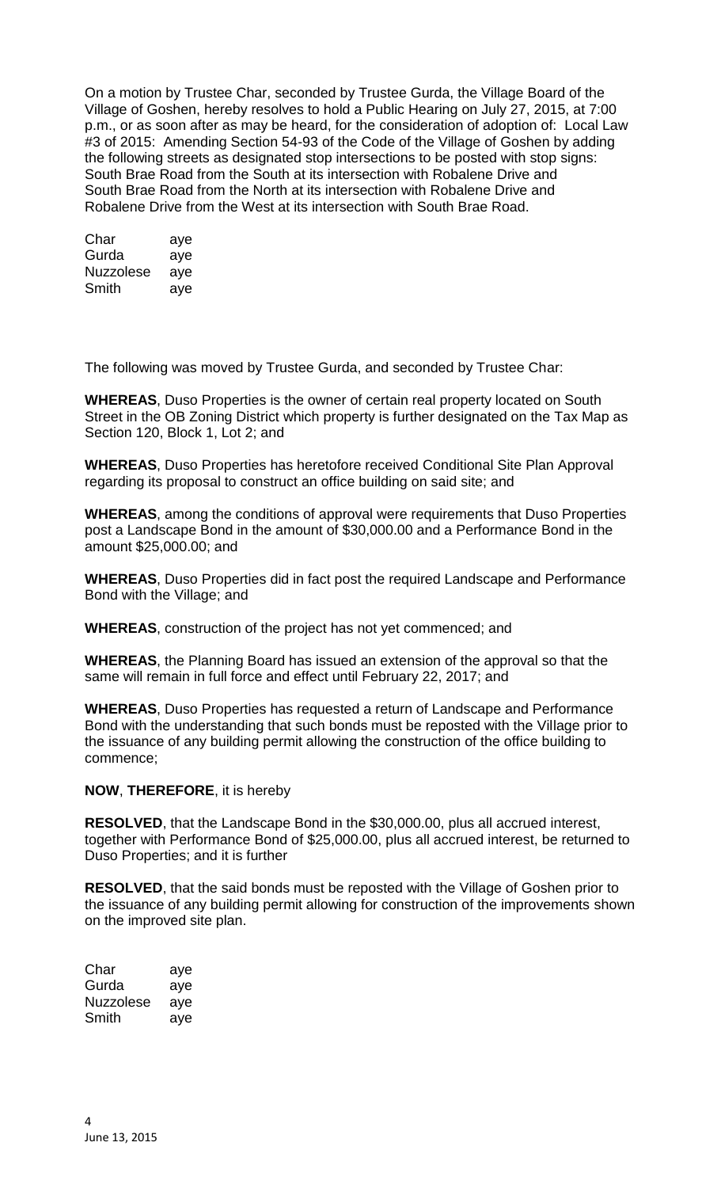On a motion by Trustee Char, seconded by Trustee Gurda, the Village Board of the Village of Goshen, hereby resolves to hold a Public Hearing on July 27, 2015, at 7:00 p.m., or as soon after as may be heard, for the consideration of adoption of: Local Law #3 of 2015: Amending Section 54-93 of the Code of the Village of Goshen by adding the following streets as designated stop intersections to be posted with stop signs: South Brae Road from the South at its intersection with Robalene Drive and South Brae Road from the North at its intersection with Robalene Drive and Robalene Drive from the West at its intersection with South Brae Road.

Char aye
Gurda aye
Nuzzolese aye
Smith aye

The following was moved by Trustee Gurda, and seconded by Trustee Char:

**WHEREAS**, Duso Properties is the owner of certain real property located on South Street in the OB Zoning District which property is further designated on the Tax Map as Section 120, Block 1, Lot 2; and

**WHEREAS**, Duso Properties has heretofore received Conditional Site Plan Approval regarding its proposal to construct an office building on said site; and

**WHEREAS**, among the conditions of approval were requirements that Duso Properties post a Landscape Bond in the amount of $30,000.00 and a Performance Bond in the amount $25,000.00; and

**WHEREAS**, Duso Properties did in fact post the required Landscape and Performance Bond with the Village; and

**WHEREAS**, construction of the project has not yet commenced; and

**WHEREAS**, the Planning Board has issued an extension of the approval so that the same will remain in full force and effect until February 22, 2017; and

**WHEREAS**, Duso Properties has requested a return of Landscape and Performance Bond with the understanding that such bonds must be reposted with the Village prior to the issuance of any building permit allowing the construction of the office building to commence;

**NOW**, **THEREFORE**, it is hereby

**RESOLVED**, that the Landscape Bond in the $30,000.00, plus all accrued interest, together with Performance Bond of $25,000.00, plus all accrued interest, be returned to Duso Properties; and it is further

**RESOLVED**, that the said bonds must be reposted with the Village of Goshen prior to the issuance of any building permit allowing for construction of the improvements shown on the improved site plan.

Char aye
Gurda aye
Nuzzolese aye
Smith aye

June 13, 2015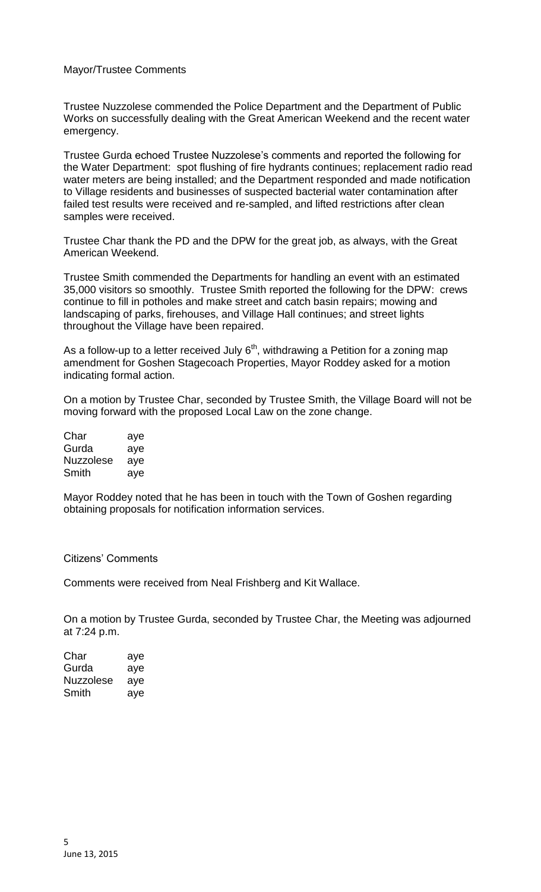Mayor/Trustee Comments

Trustee Nuzzolese commended the Police Department and the Department of Public Works on successfully dealing with the Great American Weekend and the recent water emergency.

Trustee Gurda echoed Trustee Nuzzolese's comments and reported the following for the Water Department: spot flushing of fire hydrants continues; replacement radio read water meters are being installed; and the Department responded and made notification to Village residents and businesses of suspected bacterial water contamination after failed test results were received and re-sampled, and lifted restrictions after clean samples were received.

Trustee Char thank the PD and the DPW for the great job, as always, with the Great American Weekend.

Trustee Smith commended the Departments for handling an event with an estimated 35,000 visitors so smoothly. Trustee Smith reported the following for the DPW: crews continue to fill in potholes and make street and catch basin repairs; mowing and landscaping of parks, firehouses, and Village Hall continues; and street lights throughout the Village have been repaired.

As a follow-up to a letter received July 6th, withdrawing a Petition for a zoning map amendment for Goshen Stagecoach Properties, Mayor Roddey asked for a motion indicating formal action.

On a motion by Trustee Char, seconded by Trustee Smith, the Village Board will not be moving forward with the proposed Local Law on the zone change.

| | |
|---|---|
| Char | aye |
| Gurda | aye |
| Nuzzolese | aye |
| Smith | aye |

Mayor Roddey noted that he has been in touch with the Town of Goshen regarding obtaining proposals for notification information services.

Citizens' Comments

Comments were received from Neal Frishberg and Kit Wallace.

On a motion by Trustee Gurda, seconded by Trustee Char, the Meeting was adjourned at 7:24 p.m.

| | |
|---|---|
| Char | aye |
| Gurda | aye |
| Nuzzolese | aye |
| Smith | aye |

June 13, 2015